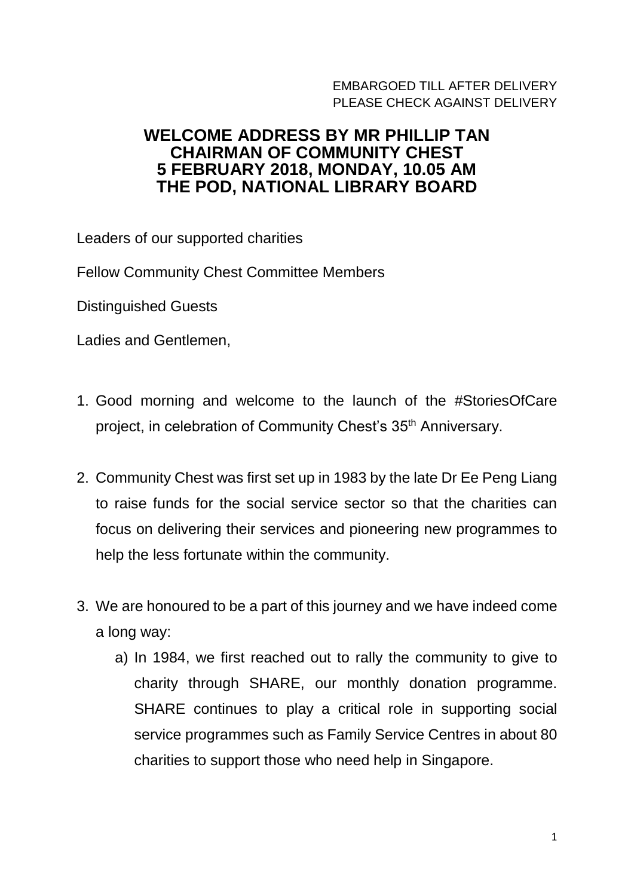EMBARGOED TILL AFTER DELIVERY
PLEASE CHECK AGAINST DELIVERY

# WELCOME ADDRESS BY MR PHILLIP TAN CHAIRMAN OF COMMUNITY CHEST 5 FEBRUARY 2018, MONDAY, 10.05 AM THE POD, NATIONAL LIBRARY BOARD

Leaders of our supported charities

Fellow Community Chest Committee Members

Distinguished Guests

Ladies and Gentlemen,

1. Good morning and welcome to the launch of the #StoriesOfCare project, in celebration of Community Chest's 35th Anniversary.

2. Community Chest was first set up in 1983 by the late Dr Ee Peng Liang to raise funds for the social service sector so that the charities can focus on delivering their services and pioneering new programmes to help the less fortunate within the community.

3. We are honoured to be a part of this journey and we have indeed come a long way:
   a) In 1984, we first reached out to rally the community to give to charity through SHARE, our monthly donation programme. SHARE continues to play a critical role in supporting social service programmes such as Family Service Centres in about 80 charities to support those who need help in Singapore.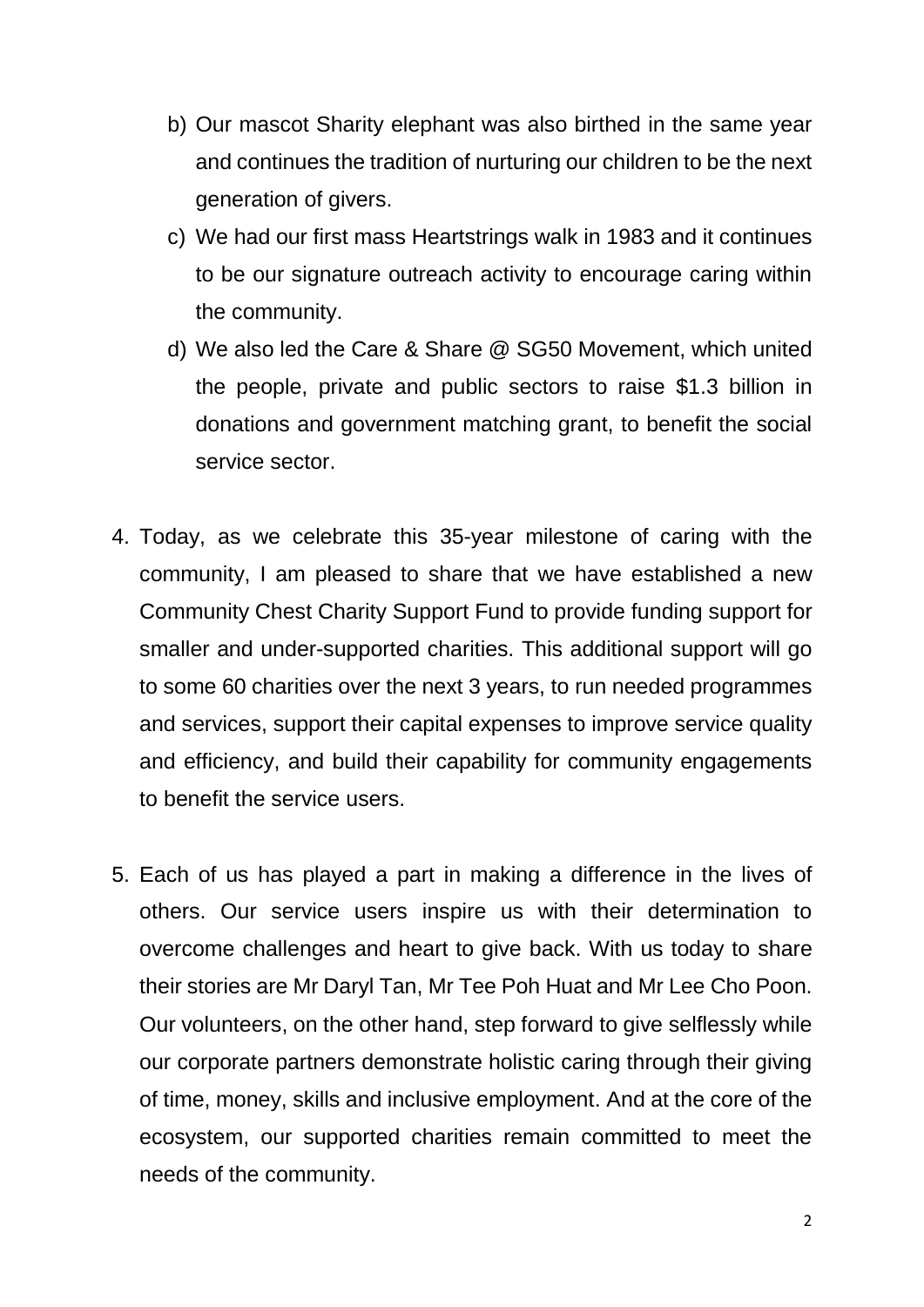b) Our mascot Sharity elephant was also birthed in the same year and continues the tradition of nurturing our children to be the next generation of givers.

c) We had our first mass Heartstrings walk in 1983 and it continues to be our signature outreach activity to encourage caring within the community.

d) We also led the Care & Share @ SG50 Movement, which united the people, private and public sectors to raise $1.3 billion in donations and government matching grant, to benefit the social service sector.

4. Today, as we celebrate this 35-year milestone of caring with the community, I am pleased to share that we have established a new Community Chest Charity Support Fund to provide funding support for smaller and under-supported charities. This additional support will go to some 60 charities over the next 3 years, to run needed programmes and services, support their capital expenses to improve service quality and efficiency, and build their capability for community engagements to benefit the service users.

5. Each of us has played a part in making a difference in the lives of others. Our service users inspire us with their determination to overcome challenges and heart to give back. With us today to share their stories are Mr Daryl Tan, Mr Tee Poh Huat and Mr Lee Cho Poon. Our volunteers, on the other hand, step forward to give selflessly while our corporate partners demonstrate holistic caring through their giving of time, money, skills and inclusive employment. And at the core of the ecosystem, our supported charities remain committed to meet the needs of the community.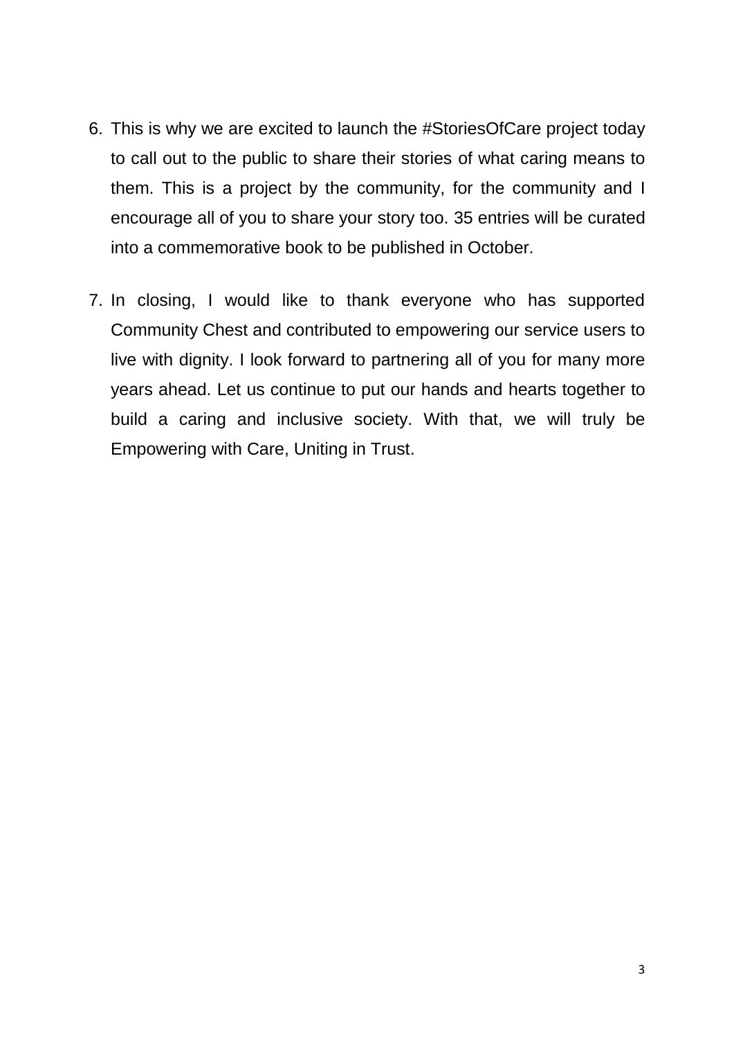6. This is why we are excited to launch the #StoriesOfCare project today to call out to the public to share their stories of what caring means to them. This is a project by the community, for the community and I encourage all of you to share your story too. 35 entries will be curated into a commemorative book to be published in October.

7. In closing, I would like to thank everyone who has supported Community Chest and contributed to empowering our service users to live with dignity. I look forward to partnering all of you for many more years ahead. Let us continue to put our hands and hearts together to build a caring and inclusive society. With that, we will truly be Empowering with Care, Uniting in Trust.